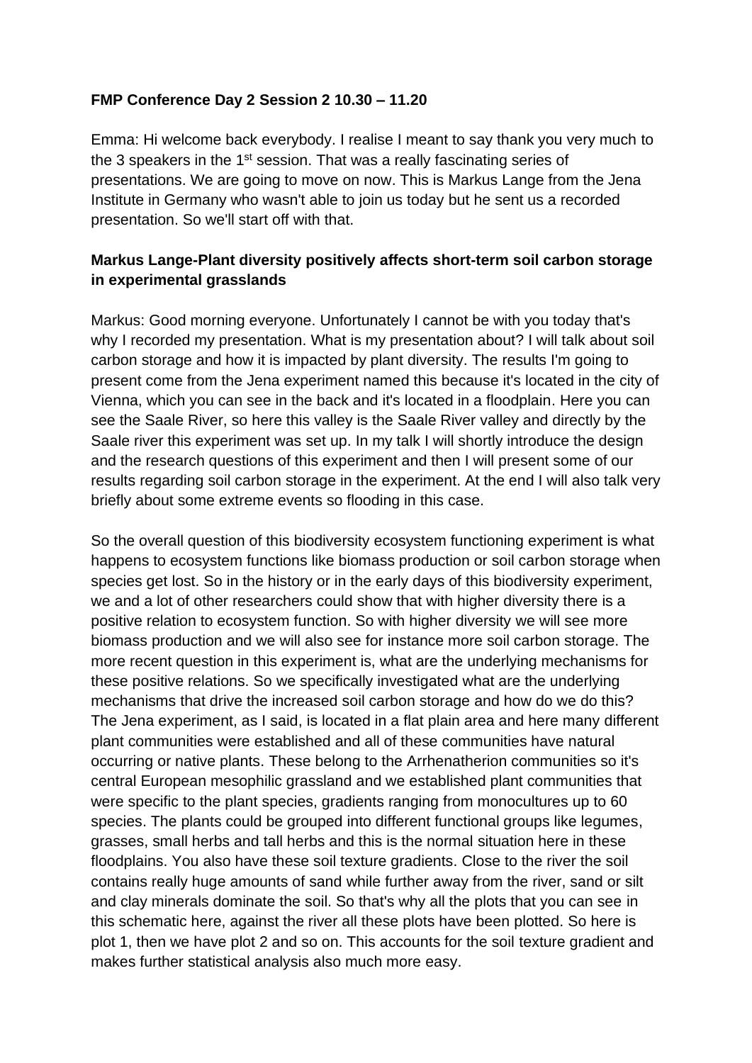**FMP Conference Day 2 Session 2 10.30 – 11.20**

Emma: Hi welcome back everybody. I realise I meant to say thank you very much to the 3 speakers in the 1st session. That was a really fascinating series of presentations. We are going to move on now. This is Markus Lange from the Jena Institute in Germany who wasn't able to join us today but he sent us a recorded presentation. So we'll start off with that.

**Markus Lange-Plant diversity positively affects short-term soil carbon storage in experimental grasslands**

Markus: Good morning everyone. Unfortunately I cannot be with you today that's why I recorded my presentation. What is my presentation about? I will talk about soil carbon storage and how it is impacted by plant diversity. The results I'm going to present come from the Jena experiment named this because it's located in the city of Vienna, which you can see in the back and it's located in a floodplain. Here you can see the Saale River, so here this valley is the Saale River valley and directly by the Saale river this experiment was set up. In my talk I will shortly introduce the design and the research questions of this experiment and then I will present some of our results regarding soil carbon storage in the experiment. At the end I will also talk very briefly about some extreme events so flooding in this case.

So the overall question of this biodiversity ecosystem functioning experiment is what happens to ecosystem functions like biomass production or soil carbon storage when species get lost. So in the history or in the early days of this biodiversity experiment, we and a lot of other researchers could show that with higher diversity there is a positive relation to ecosystem function. So with higher diversity we will see more biomass production and we will also see for instance more soil carbon storage. The more recent question in this experiment is, what are the underlying mechanisms for these positive relations. So we specifically investigated what are the underlying mechanisms that drive the increased soil carbon storage and how do we do this? The Jena experiment, as I said, is located in a flat plain area and here many different plant communities were established and all of these communities have natural occurring or native plants. These belong to the Arrhenatherion communities so it's central European mesophilic grassland and we established plant communities that were specific to the plant species, gradients ranging from monocultures up to 60 species. The plants could be grouped into different functional groups like legumes, grasses, small herbs and tall herbs and this is the normal situation here in these floodplains. You also have these soil texture gradients. Close to the river the soil contains really huge amounts of sand while further away from the river, sand or silt and clay minerals dominate the soil. So that's why all the plots that you can see in this schematic here, against the river all these plots have been plotted. So here is plot 1, then we have plot 2 and so on. This accounts for the soil texture gradient and makes further statistical analysis also much more easy.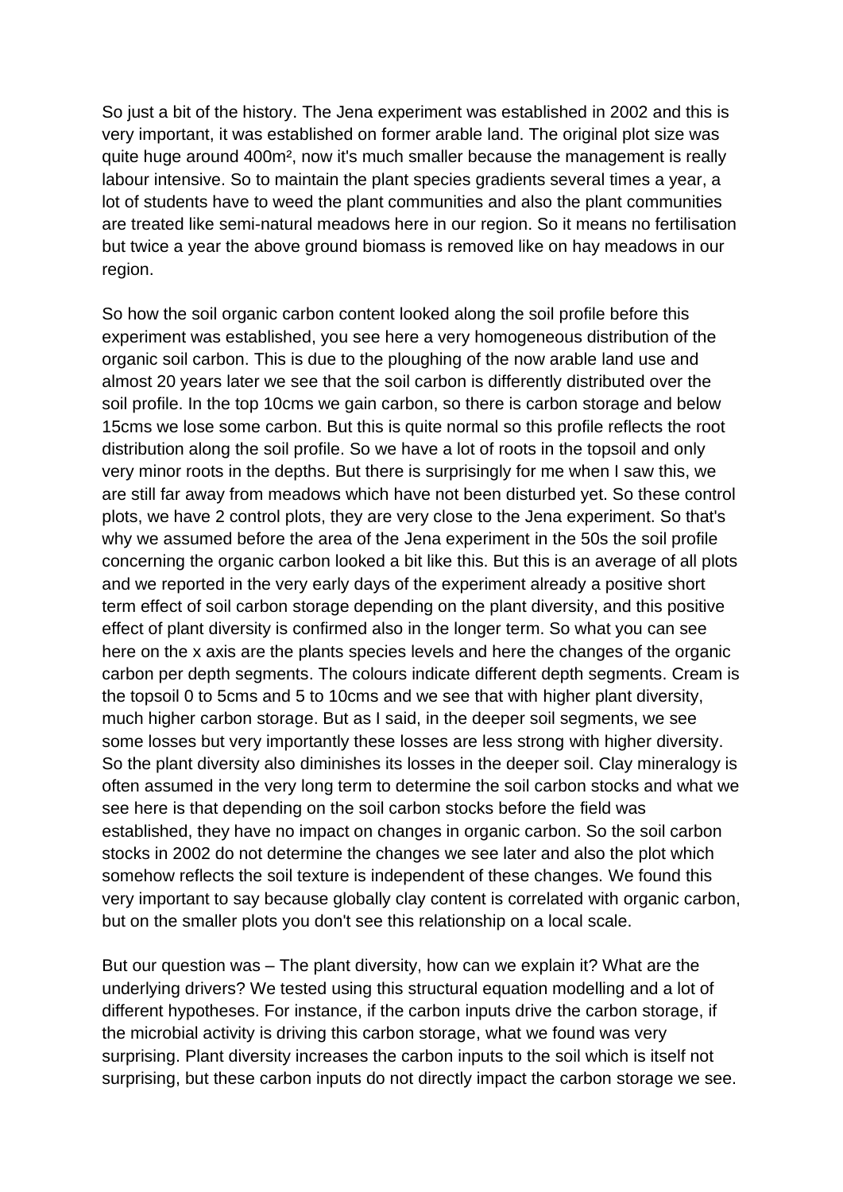So just a bit of the history. The Jena experiment was established in 2002 and this is very important, it was established on former arable land. The original plot size was quite huge around 400m², now it's much smaller because the management is really labour intensive. So to maintain the plant species gradients several times a year, a lot of students have to weed the plant communities and also the plant communities are treated like semi-natural meadows here in our region. So it means no fertilisation but twice a year the above ground biomass is removed like on hay meadows in our region.

So how the soil organic carbon content looked along the soil profile before this experiment was established, you see here a very homogeneous distribution of the organic soil carbon. This is due to the ploughing of the now arable land use and almost 20 years later we see that the soil carbon is differently distributed over the soil profile. In the top 10cms we gain carbon, so there is carbon storage and below 15cms we lose some carbon. But this is quite normal so this profile reflects the root distribution along the soil profile. So we have a lot of roots in the topsoil and only very minor roots in the depths. But there is surprisingly for me when I saw this, we are still far away from meadows which have not been disturbed yet. So these control plots, we have 2 control plots, they are very close to the Jena experiment. So that's why we assumed before the area of the Jena experiment in the 50s the soil profile concerning the organic carbon looked a bit like this. But this is an average of all plots and we reported in the very early days of the experiment already a positive short term effect of soil carbon storage depending on the plant diversity, and this positive effect of plant diversity is confirmed also in the longer term. So what you can see here on the x axis are the plants species levels and here the changes of the organic carbon per depth segments. The colours indicate different depth segments. Cream is the topsoil 0 to 5cms and 5 to 10cms and we see that with higher plant diversity, much higher carbon storage. But as I said, in the deeper soil segments, we see some losses but very importantly these losses are less strong with higher diversity. So the plant diversity also diminishes its losses in the deeper soil. Clay mineralogy is often assumed in the very long term to determine the soil carbon stocks and what we see here is that depending on the soil carbon stocks before the field was established, they have no impact on changes in organic carbon. So the soil carbon stocks in 2002 do not determine the changes we see later and also the plot which somehow reflects the soil texture is independent of these changes. We found this very important to say because globally clay content is correlated with organic carbon, but on the smaller plots you don't see this relationship on a local scale.

But our question was – The plant diversity, how can we explain it? What are the underlying drivers? We tested using this structural equation modelling and a lot of different hypotheses. For instance, if the carbon inputs drive the carbon storage, if the microbial activity is driving this carbon storage, what we found was very surprising. Plant diversity increases the carbon inputs to the soil which is itself not surprising, but these carbon inputs do not directly impact the carbon storage we see.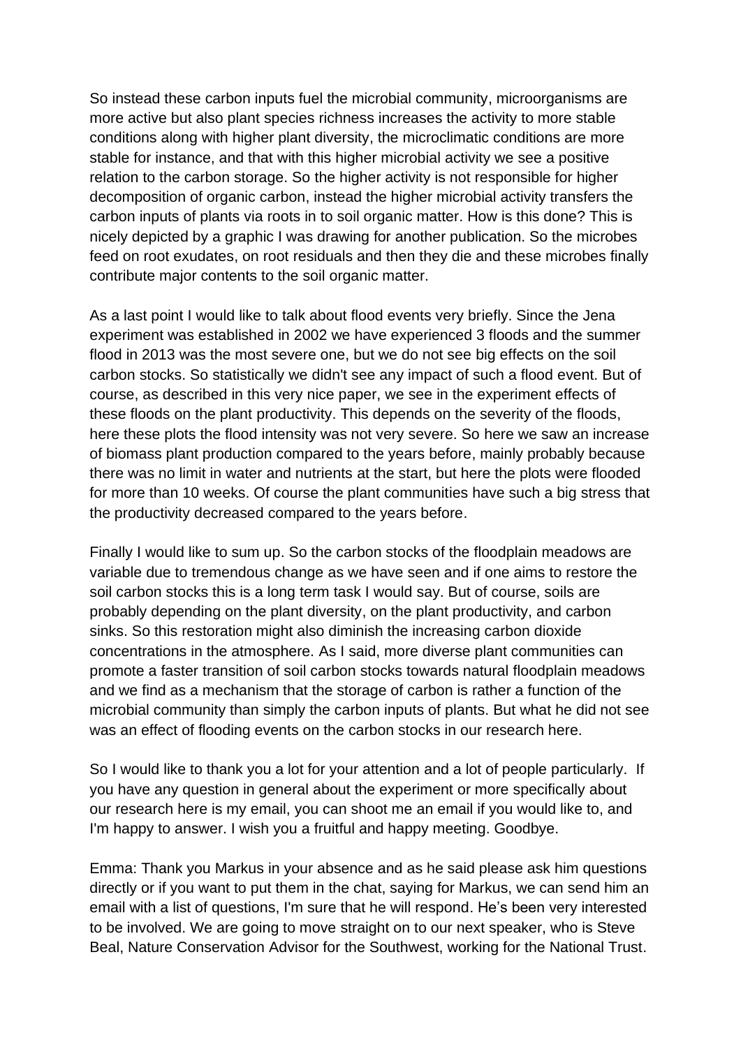So instead these carbon inputs fuel the microbial community, microorganisms are more active but also plant species richness increases the activity to more stable conditions along with higher plant diversity, the microclimatic conditions are more stable for instance, and that with this higher microbial activity we see a positive relation to the carbon storage. So the higher activity is not responsible for higher decomposition of organic carbon, instead the higher microbial activity transfers the carbon inputs of plants via roots in to soil organic matter. How is this done? This is nicely depicted by a graphic I was drawing for another publication. So the microbes feed on root exudates, on root residuals and then they die and these microbes finally contribute major contents to the soil organic matter.

As a last point I would like to talk about flood events very briefly. Since the Jena experiment was established in 2002 we have experienced 3 floods and the summer flood in 2013 was the most severe one, but we do not see big effects on the soil carbon stocks. So statistically we didn't see any impact of such a flood event. But of course, as described in this very nice paper, we see in the experiment effects of these floods on the plant productivity. This depends on the severity of the floods, here these plots the flood intensity was not very severe. So here we saw an increase of biomass plant production compared to the years before, mainly probably because there was no limit in water and nutrients at the start, but here the plots were flooded for more than 10 weeks. Of course the plant communities have such a big stress that the productivity decreased compared to the years before.

Finally I would like to sum up. So the carbon stocks of the floodplain meadows are variable due to tremendous change as we have seen and if one aims to restore the soil carbon stocks this is a long term task I would say. But of course, soils are probably depending on the plant diversity, on the plant productivity, and carbon sinks. So this restoration might also diminish the increasing carbon dioxide concentrations in the atmosphere. As I said, more diverse plant communities can promote a faster transition of soil carbon stocks towards natural floodplain meadows and we find as a mechanism that the storage of carbon is rather a function of the microbial community than simply the carbon inputs of plants. But what he did not see was an effect of flooding events on the carbon stocks in our research here.

So I would like to thank you a lot for your attention and a lot of people particularly. If you have any question in general about the experiment or more specifically about our research here is my email, you can shoot me an email if you would like to, and I'm happy to answer. I wish you a fruitful and happy meeting. Goodbye.

Emma: Thank you Markus in your absence and as he said please ask him questions directly or if you want to put them in the chat, saying for Markus, we can send him an email with a list of questions, I'm sure that he will respond. He's been very interested to be involved. We are going to move straight on to our next speaker, who is Steve Beal, Nature Conservation Advisor for the Southwest, working for the National Trust.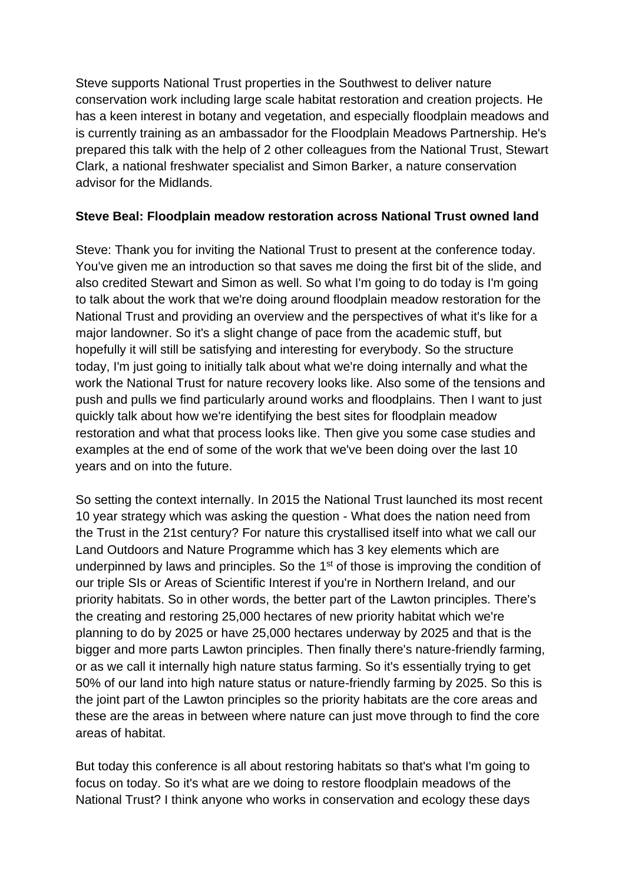Steve supports National Trust properties in the Southwest to deliver nature conservation work including large scale habitat restoration and creation projects. He has a keen interest in botany and vegetation, and especially floodplain meadows and is currently training as an ambassador for the Floodplain Meadows Partnership. He's prepared this talk with the help of 2 other colleagues from the National Trust, Stewart Clark, a national freshwater specialist and Simon Barker, a nature conservation advisor for the Midlands.

**Steve Beal: Floodplain meadow restoration across National Trust owned land**

Steve: Thank you for inviting the National Trust to present at the conference today. You've given me an introduction so that saves me doing the first bit of the slide, and also credited Stewart and Simon as well. So what I'm going to do today is I'm going to talk about the work that we're doing around floodplain meadow restoration for the National Trust and providing an overview and the perspectives of what it's like for a major landowner. So it's a slight change of pace from the academic stuff, but hopefully it will still be satisfying and interesting for everybody. So the structure today, I'm just going to initially talk about what we're doing internally and what the work the National Trust for nature recovery looks like. Also some of the tensions and push and pulls we find particularly around works and floodplains. Then I want to just quickly talk about how we're identifying the best sites for floodplain meadow restoration and what that process looks like. Then give you some case studies and examples at the end of some of the work that we've been doing over the last 10 years and on into the future.

So setting the context internally. In 2015 the National Trust launched its most recent 10 year strategy which was asking the question - What does the nation need from the Trust in the 21st century? For nature this crystallised itself into what we call our Land Outdoors and Nature Programme which has 3 key elements which are underpinned by laws and principles. So the 1st of those is improving the condition of our triple SIs or Areas of Scientific Interest if you're in Northern Ireland, and our priority habitats. So in other words, the better part of the Lawton principles. There's the creating and restoring 25,000 hectares of new priority habitat which we're planning to do by 2025 or have 25,000 hectares underway by 2025 and that is the bigger and more parts Lawton principles. Then finally there's nature-friendly farming, or as we call it internally high nature status farming. So it's essentially trying to get 50% of our land into high nature status or nature-friendly farming by 2025. So this is the joint part of the Lawton principles so the priority habitats are the core areas and these are the areas in between where nature can just move through to find the core areas of habitat.

But today this conference is all about restoring habitats so that's what I'm going to focus on today. So it's what are we doing to restore floodplain meadows of the National Trust? I think anyone who works in conservation and ecology these days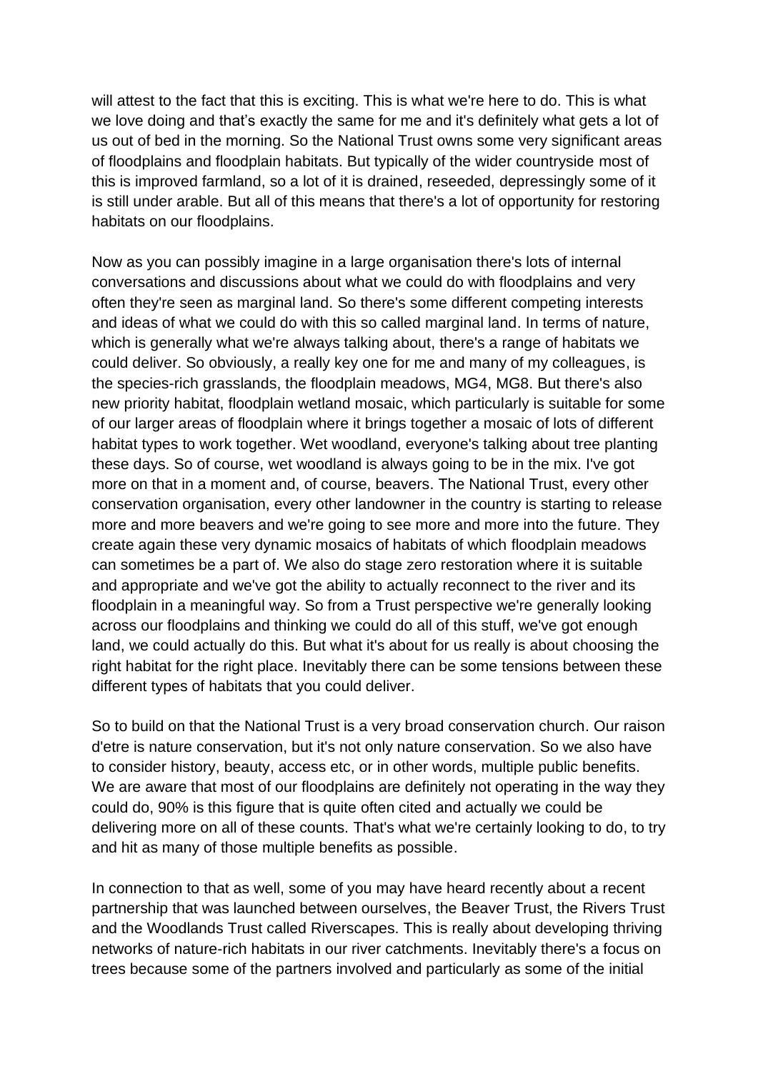will attest to the fact that this is exciting. This is what we're here to do. This is what we love doing and that's exactly the same for me and it's definitely what gets a lot of us out of bed in the morning. So the National Trust owns some very significant areas of floodplains and floodplain habitats. But typically of the wider countryside most of this is improved farmland, so a lot of it is drained, reseeded, depressingly some of it is still under arable. But all of this means that there's a lot of opportunity for restoring habitats on our floodplains.

Now as you can possibly imagine in a large organisation there's lots of internal conversations and discussions about what we could do with floodplains and very often they're seen as marginal land. So there's some different competing interests and ideas of what we could do with this so called marginal land. In terms of nature, which is generally what we're always talking about, there's a range of habitats we could deliver. So obviously, a really key one for me and many of my colleagues, is the species-rich grasslands, the floodplain meadows, MG4, MG8. But there's also new priority habitat, floodplain wetland mosaic, which particularly is suitable for some of our larger areas of floodplain where it brings together a mosaic of lots of different habitat types to work together. Wet woodland, everyone's talking about tree planting these days. So of course, wet woodland is always going to be in the mix. I've got more on that in a moment and, of course, beavers. The National Trust, every other conservation organisation, every other landowner in the country is starting to release more and more beavers and we're going to see more and more into the future. They create again these very dynamic mosaics of habitats of which floodplain meadows can sometimes be a part of. We also do stage zero restoration where it is suitable and appropriate and we've got the ability to actually reconnect to the river and its floodplain in a meaningful way. So from a Trust perspective we're generally looking across our floodplains and thinking we could do all of this stuff, we've got enough land, we could actually do this. But what it's about for us really is about choosing the right habitat for the right place. Inevitably there can be some tensions between these different types of habitats that you could deliver.

So to build on that the National Trust is a very broad conservation church. Our raison d'etre is nature conservation, but it's not only nature conservation. So we also have to consider history, beauty, access etc, or in other words, multiple public benefits. We are aware that most of our floodplains are definitely not operating in the way they could do, 90% is this figure that is quite often cited and actually we could be delivering more on all of these counts. That's what we're certainly looking to do, to try and hit as many of those multiple benefits as possible.

In connection to that as well, some of you may have heard recently about a recent partnership that was launched between ourselves, the Beaver Trust, the Rivers Trust and the Woodlands Trust called Riverscapes. This is really about developing thriving networks of nature-rich habitats in our river catchments. Inevitably there's a focus on trees because some of the partners involved and particularly as some of the initial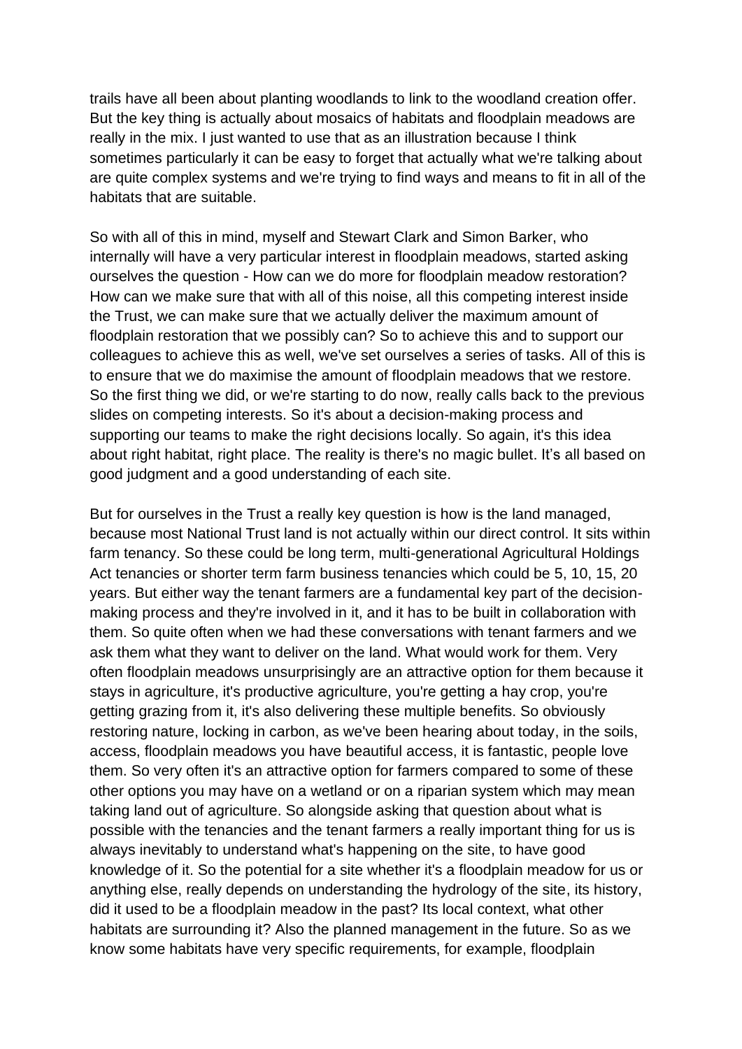trails have all been about planting woodlands to link to the woodland creation offer. But the key thing is actually about mosaics of habitats and floodplain meadows are really in the mix. I just wanted to use that as an illustration because I think sometimes particularly it can be easy to forget that actually what we're talking about are quite complex systems and we're trying to find ways and means to fit in all of the habitats that are suitable.

So with all of this in mind, myself and Stewart Clark and Simon Barker, who internally will have a very particular interest in floodplain meadows, started asking ourselves the question - How can we do more for floodplain meadow restoration? How can we make sure that with all of this noise, all this competing interest inside the Trust, we can make sure that we actually deliver the maximum amount of floodplain restoration that we possibly can? So to achieve this and to support our colleagues to achieve this as well, we've set ourselves a series of tasks. All of this is to ensure that we do maximise the amount of floodplain meadows that we restore. So the first thing we did, or we're starting to do now, really calls back to the previous slides on competing interests. So it's about a decision-making process and supporting our teams to make the right decisions locally. So again, it's this idea about right habitat, right place. The reality is there's no magic bullet. It's all based on good judgment and a good understanding of each site.

But for ourselves in the Trust a really key question is how is the land managed, because most National Trust land is not actually within our direct control. It sits within farm tenancy. So these could be long term, multi-generational Agricultural Holdings Act tenancies or shorter term farm business tenancies which could be 5, 10, 15, 20 years. But either way the tenant farmers are a fundamental key part of the decision-making process and they're involved in it, and it has to be built in collaboration with them. So quite often when we had these conversations with tenant farmers and we ask them what they want to deliver on the land. What would work for them. Very often floodplain meadows unsurprisingly are an attractive option for them because it stays in agriculture, it's productive agriculture, you're getting a hay crop, you're getting grazing from it, it's also delivering these multiple benefits. So obviously restoring nature, locking in carbon, as we've been hearing about today, in the soils, access, floodplain meadows you have beautiful access, it is fantastic, people love them. So very often it's an attractive option for farmers compared to some of these other options you may have on a wetland or on a riparian system which may mean taking land out of agriculture. So alongside asking that question about what is possible with the tenancies and the tenant farmers a really important thing for us is always inevitably to understand what's happening on the site, to have good knowledge of it. So the potential for a site whether it's a floodplain meadow for us or anything else, really depends on understanding the hydrology of the site, its history, did it used to be a floodplain meadow in the past? Its local context, what other habitats are surrounding it? Also the planned management in the future. So as we know some habitats have very specific requirements, for example, floodplain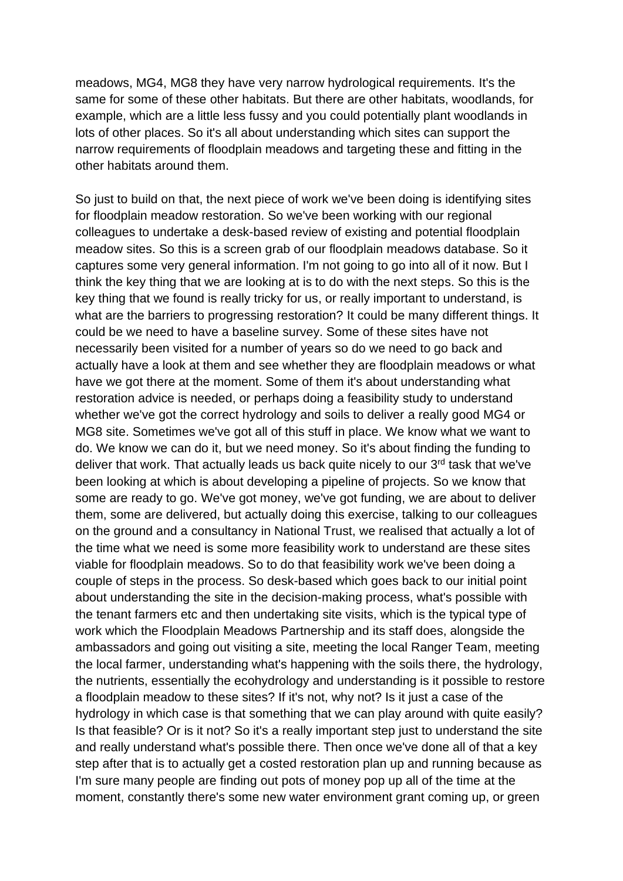meadows, MG4, MG8 they have very narrow hydrological requirements. It's the same for some of these other habitats. But there are other habitats, woodlands, for example, which are a little less fussy and you could potentially plant woodlands in lots of other places. So it's all about understanding which sites can support the narrow requirements of floodplain meadows and targeting these and fitting in the other habitats around them.

So just to build on that, the next piece of work we've been doing is identifying sites for floodplain meadow restoration. So we've been working with our regional colleagues to undertake a desk-based review of existing and potential floodplain meadow sites. So this is a screen grab of our floodplain meadows database. So it captures some very general information. I'm not going to go into all of it now. But I think the key thing that we are looking at is to do with the next steps. So this is the key thing that we found is really tricky for us, or really important to understand, is what are the barriers to progressing restoration? It could be many different things. It could be we need to have a baseline survey. Some of these sites have not necessarily been visited for a number of years so do we need to go back and actually have a look at them and see whether they are floodplain meadows or what have we got there at the moment. Some of them it's about understanding what restoration advice is needed, or perhaps doing a feasibility study to understand whether we've got the correct hydrology and soils to deliver a really good MG4 or MG8 site. Sometimes we've got all of this stuff in place. We know what we want to do. We know we can do it, but we need money. So it's about finding the funding to deliver that work. That actually leads us back quite nicely to our 3rd task that we've been looking at which is about developing a pipeline of projects. So we know that some are ready to go. We've got money, we've got funding, we are about to deliver them, some are delivered, but actually doing this exercise, talking to our colleagues on the ground and a consultancy in National Trust, we realised that actually a lot of the time what we need is some more feasibility work to understand are these sites viable for floodplain meadows. So to do that feasibility work we've been doing a couple of steps in the process. So desk-based which goes back to our initial point about understanding the site in the decision-making process, what's possible with the tenant farmers etc and then undertaking site visits, which is the typical type of work which the Floodplain Meadows Partnership and its staff does, alongside the ambassadors and going out visiting a site, meeting the local Ranger Team, meeting the local farmer, understanding what's happening with the soils there, the hydrology, the nutrients, essentially the ecohydrology and understanding is it possible to restore a floodplain meadow to these sites? If it's not, why not? Is it just a case of the hydrology in which case is that something that we can play around with quite easily? Is that feasible? Or is it not? So it's a really important step just to understand the site and really understand what's possible there. Then once we've done all of that a key step after that is to actually get a costed restoration plan up and running because as I'm sure many people are finding out pots of money pop up all of the time at the moment, constantly there's some new water environment grant coming up, or green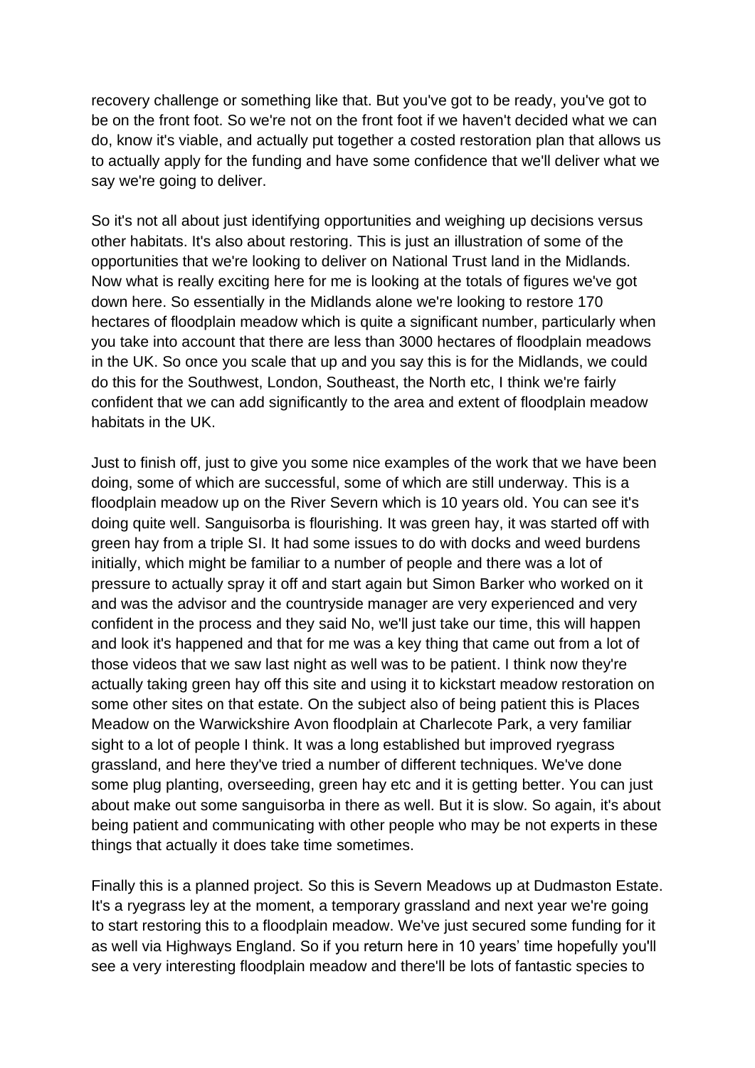recovery challenge or something like that. But you've got to be ready, you've got to be on the front foot. So we're not on the front foot if we haven't decided what we can do, know it's viable, and actually put together a costed restoration plan that allows us to actually apply for the funding and have some confidence that we'll deliver what we say we're going to deliver.

So it's not all about just identifying opportunities and weighing up decisions versus other habitats. It's also about restoring. This is just an illustration of some of the opportunities that we're looking to deliver on National Trust land in the Midlands. Now what is really exciting here for me is looking at the totals of figures we've got down here. So essentially in the Midlands alone we're looking to restore 170 hectares of floodplain meadow which is quite a significant number, particularly when you take into account that there are less than 3000 hectares of floodplain meadows in the UK. So once you scale that up and you say this is for the Midlands, we could do this for the Southwest, London, Southeast, the North etc, I think we're fairly confident that we can add significantly to the area and extent of floodplain meadow habitats in the UK.

Just to finish off, just to give you some nice examples of the work that we have been doing, some of which are successful, some of which are still underway. This is a floodplain meadow up on the River Severn which is 10 years old. You can see it's doing quite well. Sanguisorba is flourishing. It was green hay, it was started off with green hay from a triple SI. It had some issues to do with docks and weed burdens initially, which might be familiar to a number of people and there was a lot of pressure to actually spray it off and start again but Simon Barker who worked on it and was the advisor and the countryside manager are very experienced and very confident in the process and they said No, we'll just take our time, this will happen and look it's happened and that for me was a key thing that came out from a lot of those videos that we saw last night as well was to be patient. I think now they're actually taking green hay off this site and using it to kickstart meadow restoration on some other sites on that estate. On the subject also of being patient this is Places Meadow on the Warwickshire Avon floodplain at Charlecote Park, a very familiar sight to a lot of people I think. It was a long established but improved ryegrass grassland, and here they've tried a number of different techniques. We've done some plug planting, overseeding, green hay etc and it is getting better. You can just about make out some sanguisorba in there as well. But it is slow. So again, it's about being patient and communicating with other people who may be not experts in these things that actually it does take time sometimes.

Finally this is a planned project. So this is Severn Meadows up at Dudmaston Estate. It's a ryegrass ley at the moment, a temporary grassland and next year we're going to start restoring this to a floodplain meadow. We've just secured some funding for it as well via Highways England. So if you return here in 10 years' time hopefully you'll see a very interesting floodplain meadow and there'll be lots of fantastic species to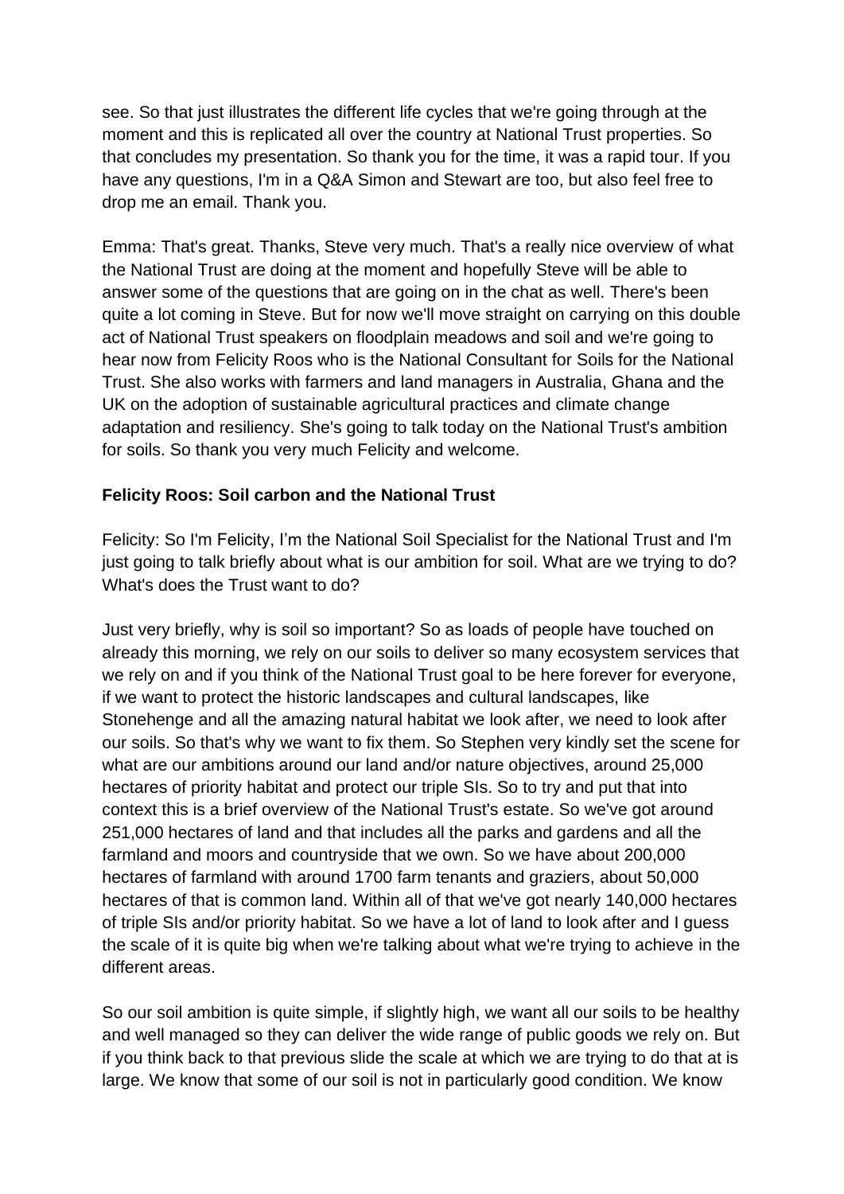see. So that just illustrates the different life cycles that we're going through at the moment and this is replicated all over the country at National Trust properties. So that concludes my presentation. So thank you for the time, it was a rapid tour. If you have any questions, I'm in a Q&A Simon and Stewart are too, but also feel free to drop me an email. Thank you.

Emma: That's great. Thanks, Steve very much. That's a really nice overview of what the National Trust are doing at the moment and hopefully Steve will be able to answer some of the questions that are going on in the chat as well. There's been quite a lot coming in Steve. But for now we'll move straight on carrying on this double act of National Trust speakers on floodplain meadows and soil and we're going to hear now from Felicity Roos who is the National Consultant for Soils for the National Trust. She also works with farmers and land managers in Australia, Ghana and the UK on the adoption of sustainable agricultural practices and climate change adaptation and resiliency. She's going to talk today on the National Trust's ambition for soils. So thank you very much Felicity and welcome.

**Felicity Roos: Soil carbon and the National Trust**

Felicity: So I'm Felicity, I'm the National Soil Specialist for the National Trust and I'm just going to talk briefly about what is our ambition for soil. What are we trying to do? What's does the Trust want to do?

Just very briefly, why is soil so important? So as loads of people have touched on already this morning, we rely on our soils to deliver so many ecosystem services that we rely on and if you think of the National Trust goal to be here forever for everyone, if we want to protect the historic landscapes and cultural landscapes, like Stonehenge and all the amazing natural habitat we look after, we need to look after our soils. So that's why we want to fix them. So Stephen very kindly set the scene for what are our ambitions around our land and/or nature objectives, around 25,000 hectares of priority habitat and protect our triple SIs. So to try and put that into context this is a brief overview of the National Trust's estate. So we've got around 251,000 hectares of land and that includes all the parks and gardens and all the farmland and moors and countryside that we own. So we have about 200,000 hectares of farmland with around 1700 farm tenants and graziers, about 50,000 hectares of that is common land. Within all of that we've got nearly 140,000 hectares of triple SIs and/or priority habitat. So we have a lot of land to look after and I guess the scale of it is quite big when we're talking about what we're trying to achieve in the different areas.

So our soil ambition is quite simple, if slightly high, we want all our soils to be healthy and well managed so they can deliver the wide range of public goods we rely on. But if you think back to that previous slide the scale at which we are trying to do that at is large. We know that some of our soil is not in particularly good condition. We know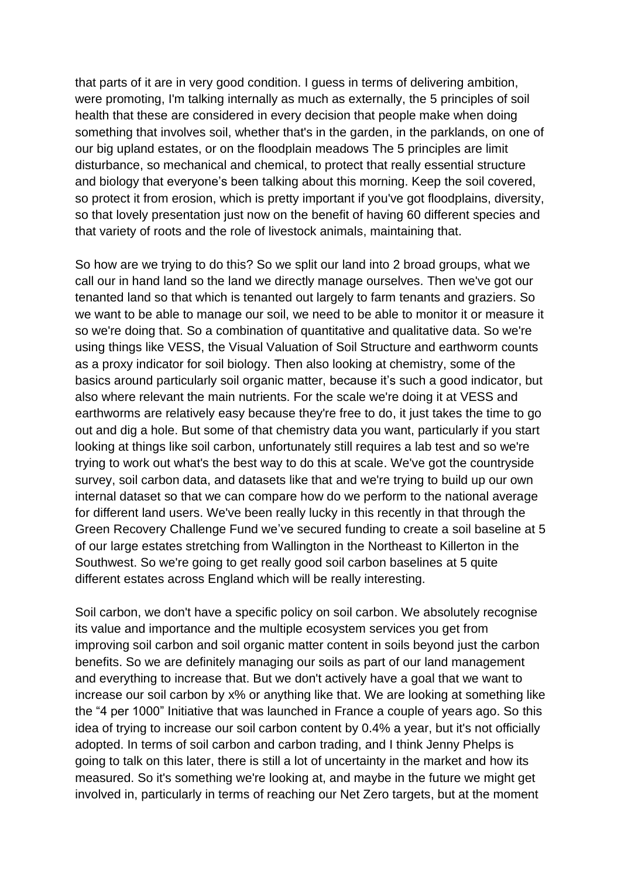that parts of it are in very good condition. I guess in terms of delivering ambition, were promoting, I'm talking internally as much as externally, the 5 principles of soil health that these are considered in every decision that people make when doing something that involves soil, whether that's in the garden, in the parklands, on one of our big upland estates, or on the floodplain meadows The 5 principles are limit disturbance, so mechanical and chemical, to protect that really essential structure and biology that everyone's been talking about this morning. Keep the soil covered, so protect it from erosion, which is pretty important if you've got floodplains, diversity, so that lovely presentation just now on the benefit of having 60 different species and that variety of roots and the role of livestock animals, maintaining that.

So how are we trying to do this? So we split our land into 2 broad groups, what we call our in hand land so the land we directly manage ourselves. Then we've got our tenanted land so that which is tenanted out largely to farm tenants and graziers. So we want to be able to manage our soil, we need to be able to monitor it or measure it so we're doing that. So a combination of quantitative and qualitative data. So we're using things like VESS, the Visual Valuation of Soil Structure and earthworm counts as a proxy indicator for soil biology. Then also looking at chemistry, some of the basics around particularly soil organic matter, because it's such a good indicator, but also where relevant the main nutrients. For the scale we're doing it at VESS and earthworms are relatively easy because they're free to do, it just takes the time to go out and dig a hole. But some of that chemistry data you want, particularly if you start looking at things like soil carbon, unfortunately still requires a lab test and so we're trying to work out what's the best way to do this at scale. We've got the countryside survey, soil carbon data, and datasets like that and we're trying to build up our own internal dataset so that we can compare how do we perform to the national average for different land users. We've been really lucky in this recently in that through the Green Recovery Challenge Fund we've secured funding to create a soil baseline at 5 of our large estates stretching from Wallington in the Northeast to Killerton in the Southwest. So we're going to get really good soil carbon baselines at 5 quite different estates across England which will be really interesting.

Soil carbon, we don't have a specific policy on soil carbon. We absolutely recognise its value and importance and the multiple ecosystem services you get from improving soil carbon and soil organic matter content in soils beyond just the carbon benefits. So we are definitely managing our soils as part of our land management and everything to increase that. But we don't actively have a goal that we want to increase our soil carbon by x% or anything like that. We are looking at something like the "4 per 1000" Initiative that was launched in France a couple of years ago. So this idea of trying to increase our soil carbon content by 0.4% a year, but it's not officially adopted. In terms of soil carbon and carbon trading, and I think Jenny Phelps is going to talk on this later, there is still a lot of uncertainty in the market and how its measured. So it's something we're looking at, and maybe in the future we might get involved in, particularly in terms of reaching our Net Zero targets, but at the moment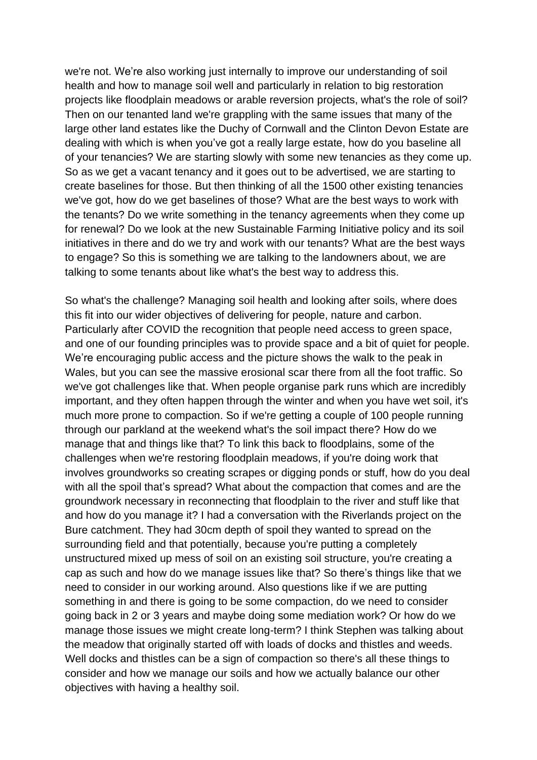we're not. We're also working just internally to improve our understanding of soil health and how to manage soil well and particularly in relation to big restoration projects like floodplain meadows or arable reversion projects, what's the role of soil? Then on our tenanted land we're grappling with the same issues that many of the large other land estates like the Duchy of Cornwall and the Clinton Devon Estate are dealing with which is when you've got a really large estate, how do you baseline all of your tenancies? We are starting slowly with some new tenancies as they come up. So as we get a vacant tenancy and it goes out to be advertised, we are starting to create baselines for those. But then thinking of all the 1500 other existing tenancies we've got, how do we get baselines of those? What are the best ways to work with the tenants? Do we write something in the tenancy agreements when they come up for renewal? Do we look at the new Sustainable Farming Initiative policy and its soil initiatives in there and do we try and work with our tenants? What are the best ways to engage? So this is something we are talking to the landowners about, we are talking to some tenants about like what's the best way to address this.

So what's the challenge? Managing soil health and looking after soils, where does this fit into our wider objectives of delivering for people, nature and carbon. Particularly after COVID the recognition that people need access to green space, and one of our founding principles was to provide space and a bit of quiet for people. We're encouraging public access and the picture shows the walk to the peak in Wales, but you can see the massive erosional scar there from all the foot traffic. So we've got challenges like that. When people organise park runs which are incredibly important, and they often happen through the winter and when you have wet soil, it's much more prone to compaction. So if we're getting a couple of 100 people running through our parkland at the weekend what's the soil impact there? How do we manage that and things like that? To link this back to floodplains, some of the challenges when we're restoring floodplain meadows, if you're doing work that involves groundworks so creating scrapes or digging ponds or stuff, how do you deal with all the spoil that's spread? What about the compaction that comes and are the groundwork necessary in reconnecting that floodplain to the river and stuff like that and how do you manage it? I had a conversation with the Riverlands project on the Bure catchment. They had 30cm depth of spoil they wanted to spread on the surrounding field and that potentially, because you're putting a completely unstructured mixed up mess of soil on an existing soil structure, you're creating a cap as such and how do we manage issues like that? So there's things like that we need to consider in our working around. Also questions like if we are putting something in and there is going to be some compaction, do we need to consider going back in 2 or 3 years and maybe doing some mediation work? Or how do we manage those issues we might create long-term? I think Stephen was talking about the meadow that originally started off with loads of docks and thistles and weeds. Well docks and thistles can be a sign of compaction so there's all these things to consider and how we manage our soils and how we actually balance our other objectives with having a healthy soil.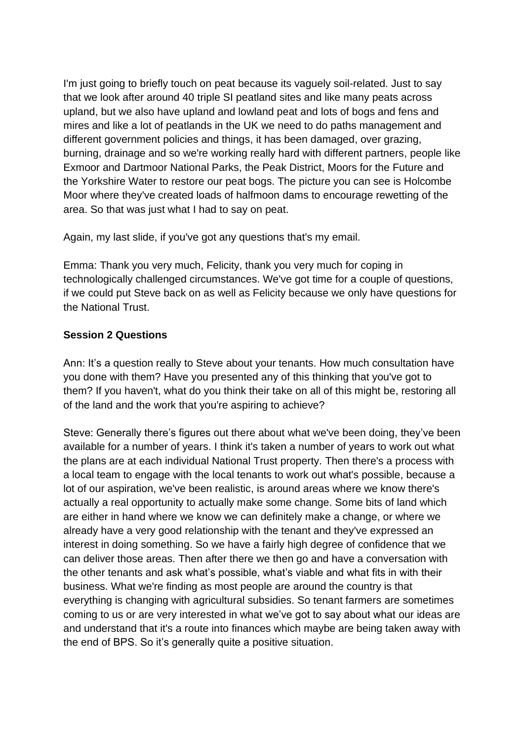I'm just going to briefly touch on peat because its vaguely soil-related. Just to say that we look after around 40 triple SI peatland sites and like many peats across upland, but we also have upland and lowland peat and lots of bogs and fens and mires and like a lot of peatlands in the UK we need to do paths management and different government policies and things, it has been damaged, over grazing, burning, drainage and so we're working really hard with different partners, people like Exmoor and Dartmoor National Parks, the Peak District, Moors for the Future and the Yorkshire Water to restore our peat bogs. The picture you can see is Holcombe Moor where they've created loads of halfmoon dams to encourage rewetting of the area. So that was just what I had to say on peat.

Again, my last slide, if you've got any questions that's my email.

Emma: Thank you very much, Felicity, thank you very much for coping in technologically challenged circumstances. We've got time for a couple of questions, if we could put Steve back on as well as Felicity because we only have questions for the National Trust.

**Session 2 Questions**

Ann: It's a question really to Steve about your tenants. How much consultation have you done with them? Have you presented any of this thinking that you've got to them? If you haven't, what do you think their take on all of this might be, restoring all of the land and the work that you're aspiring to achieve?

Steve: Generally there's figures out there about what we've been doing, they've been available for a number of years. I think it's taken a number of years to work out what the plans are at each individual National Trust property. Then there's a process with a local team to engage with the local tenants to work out what's possible, because a lot of our aspiration, we've been realistic, is around areas where we know there's actually a real opportunity to actually make some change. Some bits of land which are either in hand where we know we can definitely make a change, or where we already have a very good relationship with the tenant and they've expressed an interest in doing something. So we have a fairly high degree of confidence that we can deliver those areas. Then after there we then go and have a conversation with the other tenants and ask what's possible, what's viable and what fits in with their business. What we're finding as most people are around the country is that everything is changing with agricultural subsidies. So tenant farmers are sometimes coming to us or are very interested in what we've got to say about what our ideas are and understand that it's a route into finances which maybe are being taken away with the end of BPS. So it's generally quite a positive situation.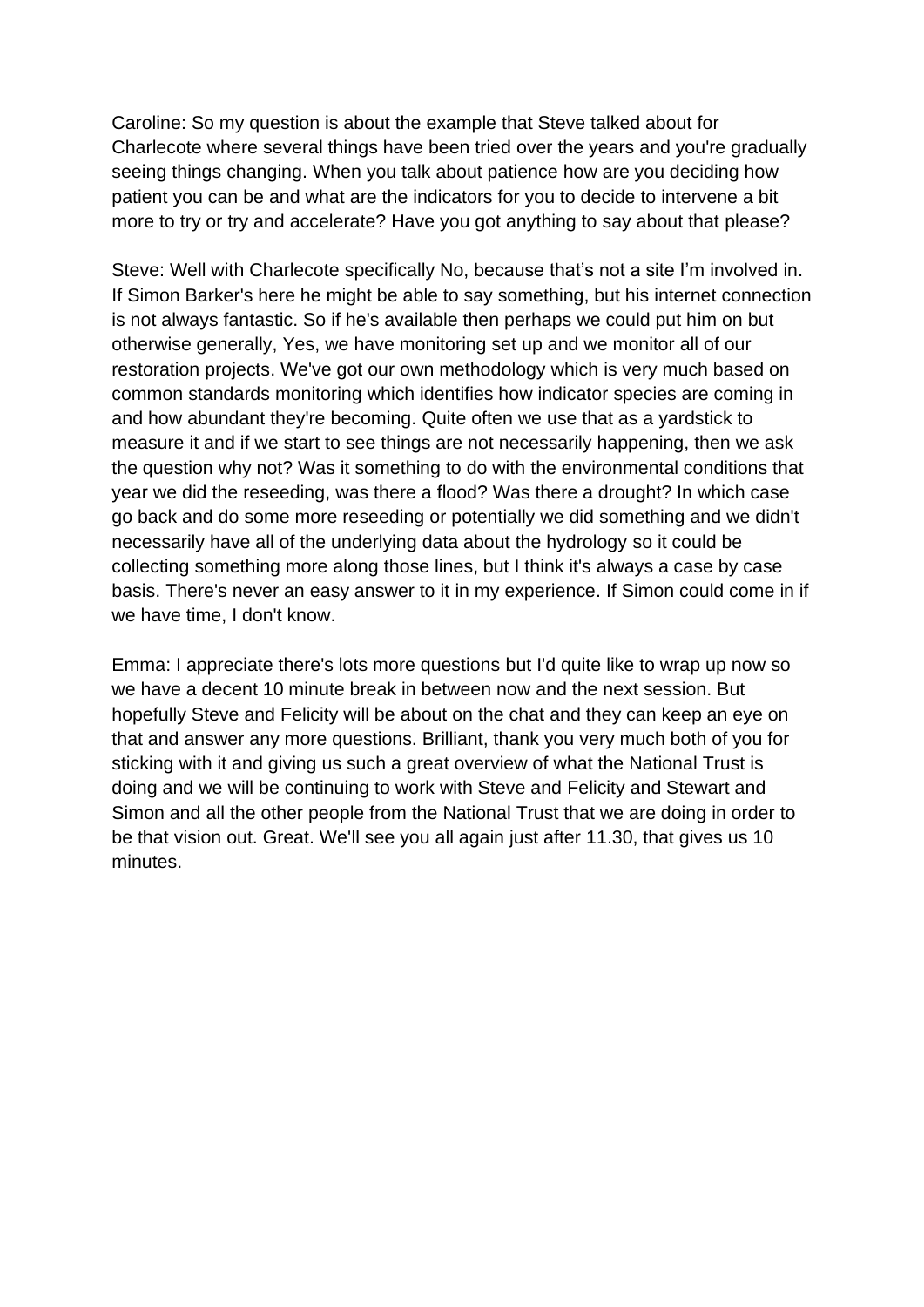Caroline: So my question is about the example that Steve talked about for Charlecote where several things have been tried over the years and you're gradually seeing things changing. When you talk about patience how are you deciding how patient you can be and what are the indicators for you to decide to intervene a bit more to try or try and accelerate? Have you got anything to say about that please?

Steve: Well with Charlecote specifically No, because that's not a site I'm involved in. If Simon Barker's here he might be able to say something, but his internet connection is not always fantastic. So if he's available then perhaps we could put him on but otherwise generally, Yes, we have monitoring set up and we monitor all of our restoration projects. We've got our own methodology which is very much based on common standards monitoring which identifies how indicator species are coming in and how abundant they're becoming. Quite often we use that as a yardstick to measure it and if we start to see things are not necessarily happening, then we ask the question why not? Was it something to do with the environmental conditions that year we did the reseeding, was there a flood? Was there a drought? In which case go back and do some more reseeding or potentially we did something and we didn't necessarily have all of the underlying data about the hydrology so it could be collecting something more along those lines, but I think it's always a case by case basis. There's never an easy answer to it in my experience. If Simon could come in if we have time, I don't know.

Emma: I appreciate there's lots more questions but I'd quite like to wrap up now so we have a decent 10 minute break in between now and the next session. But hopefully Steve and Felicity will be about on the chat and they can keep an eye on that and answer any more questions. Brilliant, thank you very much both of you for sticking with it and giving us such a great overview of what the National Trust is doing and we will be continuing to work with Steve and Felicity and Stewart and Simon and all the other people from the National Trust that we are doing in order to be that vision out. Great. We'll see you all again just after 11.30, that gives us 10 minutes.